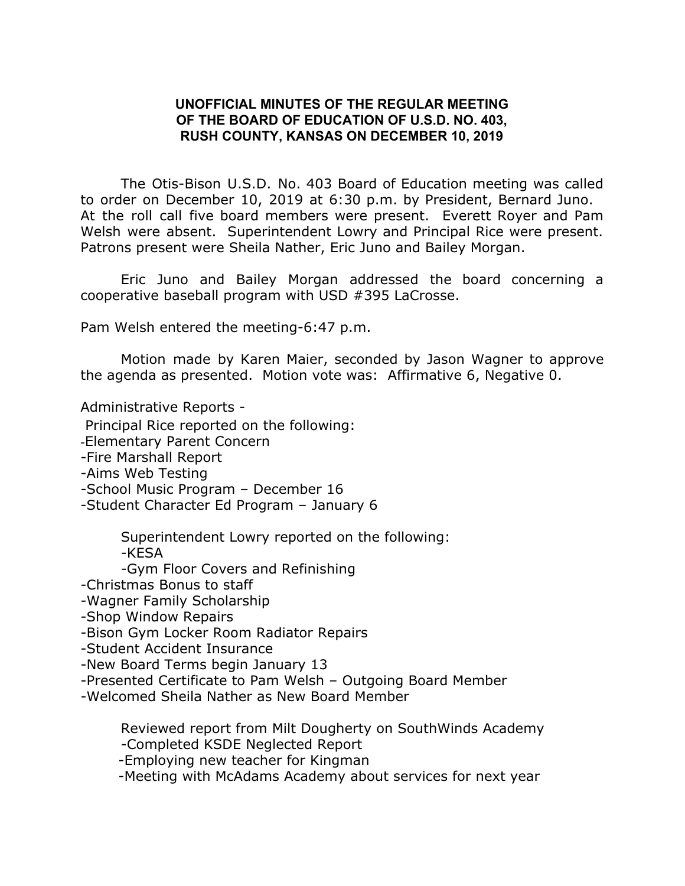**UNOFFICIAL MINUTES OF THE REGULAR MEETING OF THE BOARD OF EDUCATION OF U.S.D. NO. 403, RUSH COUNTY, KANSAS ON DECEMBER 10, 2019**

The Otis-Bison U.S.D. No. 403 Board of Education meeting was called to order on December 10, 2019 at 6:30 p.m. by President, Bernard Juno. At the roll call five board members were present. Everett Royer and Pam Welsh were absent. Superintendent Lowry and Principal Rice were present. Patrons present were Sheila Nather, Eric Juno and Bailey Morgan.

Eric Juno and Bailey Morgan addressed the board concerning a cooperative baseball program with USD #395 LaCrosse.

Pam Welsh entered the meeting-6:47 p.m.

Motion made by Karen Maier, seconded by Jason Wagner to approve the agenda as presented. Motion vote was: Affirmative 6, Negative 0.

Administrative Reports -

Principal Rice reported on the following:
- Elementary Parent Concern
- Fire Marshall Report
- Aims Web Testing
- School Music Program – December 16
- Student Character Ed Program – January 6

Superintendent Lowry reported on the following:
- KESA
- Gym Floor Covers and Refinishing
- Christmas Bonus to staff
- Wagner Family Scholarship
- Shop Window Repairs
- Bison Gym Locker Room Radiator Repairs
- Student Accident Insurance
- New Board Terms begin January 13
- Presented Certificate to Pam Welsh – Outgoing Board Member
- Welcomed Sheila Nather as New Board Member

Reviewed report from Milt Dougherty on SouthWinds Academy
- Completed KSDE Neglected Report
- Employing new teacher for Kingman
- Meeting with McAdams Academy about services for next year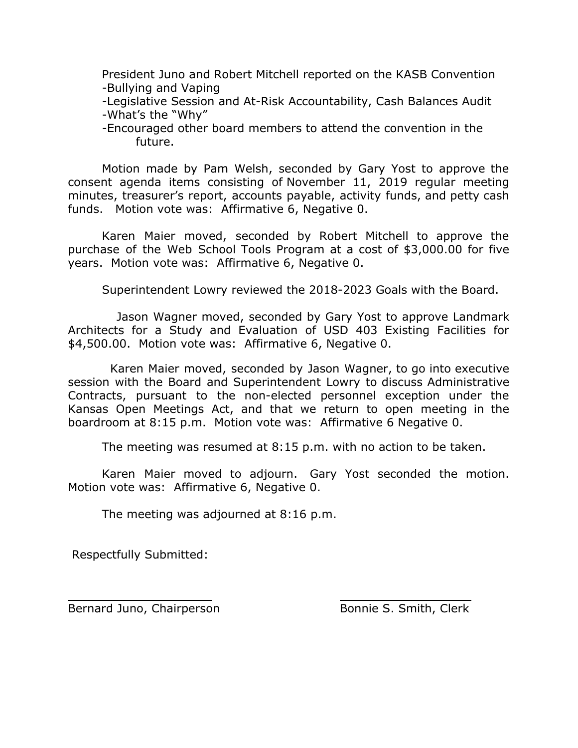President Juno and Robert Mitchell reported on the KASB Convention
-Bullying and Vaping
-Legislative Session and At-Risk Accountability, Cash Balances Audit
-What's the "Why"
-Encouraged other board members to attend the convention in the future.

Motion made by Pam Welsh, seconded by Gary Yost to approve the consent agenda items consisting of November 11, 2019 regular meeting minutes, treasurer's report, accounts payable, activity funds, and petty cash funds. Motion vote was: Affirmative 6, Negative 0.

Karen Maier moved, seconded by Robert Mitchell to approve the purchase of the Web School Tools Program at a cost of $3,000.00 for five years. Motion vote was: Affirmative 6, Negative 0.

Superintendent Lowry reviewed the 2018-2023 Goals with the Board.

Jason Wagner moved, seconded by Gary Yost to approve Landmark Architects for a Study and Evaluation of USD 403 Existing Facilities for $4,500.00. Motion vote was: Affirmative 6, Negative 0.

Karen Maier moved, seconded by Jason Wagner, to go into executive session with the Board and Superintendent Lowry to discuss Administrative Contracts, pursuant to the non-elected personnel exception under the Kansas Open Meetings Act, and that we return to open meeting in the boardroom at 8:15 p.m. Motion vote was: Affirmative 6 Negative 0.

The meeting was resumed at 8:15 p.m. with no action to be taken.

Karen Maier moved to adjourn. Gary Yost seconded the motion. Motion vote was: Affirmative 6, Negative 0.

The meeting was adjourned at 8:16 p.m.

Respectfully Submitted:

Bernard Juno, Chairperson

Bonnie S. Smith, Clerk